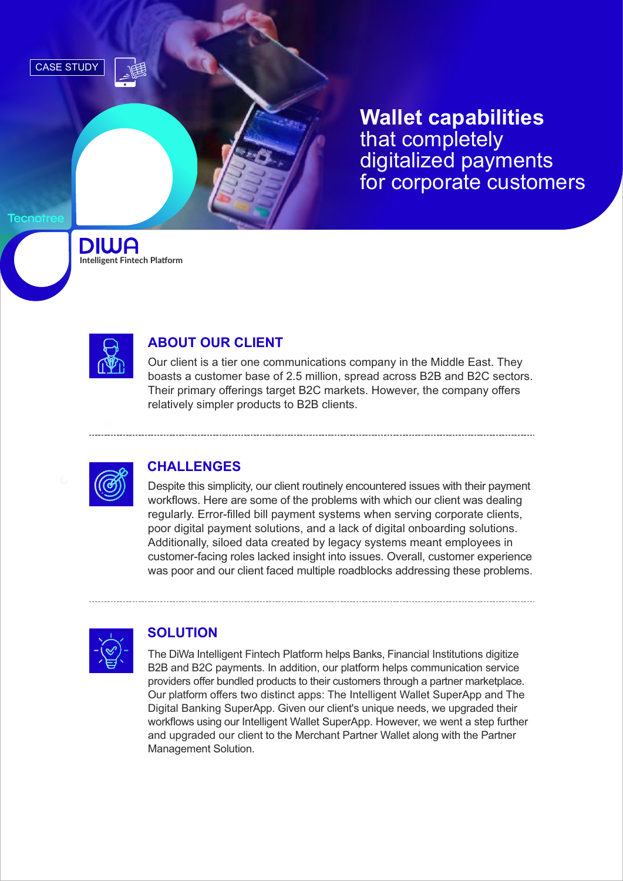CASE STUDY

# Wallet capabilities that completely digitalized payments for corporate customers

Tecnotree

DIWA
Intelligent Fintech Platform

## ABOUT OUR CLIENT

Our client is a tier one communications company in the Middle East. They boasts a customer base of 2.5 million, spread across B2B and B2C sectors. Their primary offerings target B2C markets. However, the company offers relatively simpler products to B2B clients.

## CHALLENGES

Despite this simplicity, our client routinely encountered issues with their payment workflows. Here are some of the problems with which our client was dealing regularly. Error-filled bill payment systems when serving corporate clients, poor digital payment solutions, and a lack of digital onboarding solutions. Additionally, siloed data created by legacy systems meant employees in customer-facing roles lacked insight into issues. Overall, customer experience was poor and our client faced multiple roadblocks addressing these problems.

## SOLUTION

The DiWa Intelligent Fintech Platform helps Banks, Financial Institutions digitize B2B and B2C payments. In addition, our platform helps communication service providers offer bundled products to their customers through a partner marketplace. Our platform offers two distinct apps: The Intelligent Wallet SuperApp and The Digital Banking SuperApp. Given our client's unique needs, we upgraded their workflows using our Intelligent Wallet SuperApp. However, we went a step further and upgraded our client to the Merchant Partner Wallet along with the Partner Management Solution.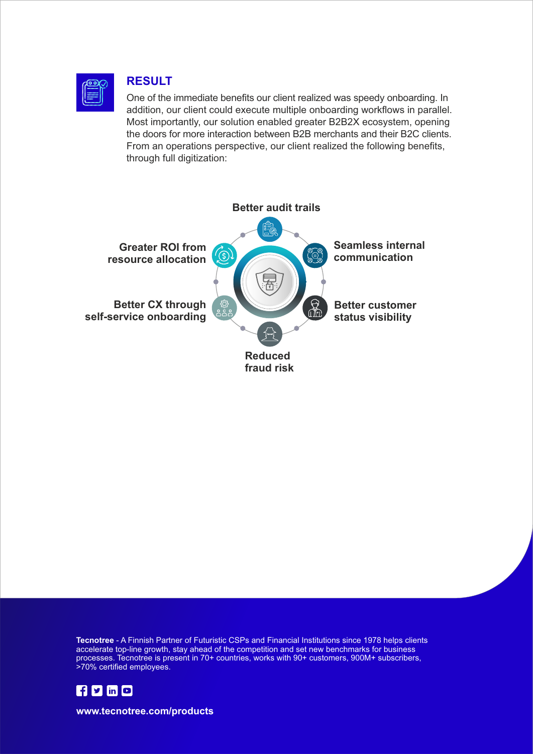## RESULT

One of the immediate benefits our client realized was speedy onboarding. In addition, our client could execute multiple onboarding workflows in parallel. Most importantly, our solution enabled greater B2B2X ecosystem, opening the doors for more interaction between B2B merchants and their B2C clients. From an operations perspective, our client realized the following benefits, through full digitization:

Better audit trails

Seamless internal communication

Better customer status visibility

Reduced fraud risk

Better CX through self-service onboarding

Greater ROI from resource allocation

**Tecnotree** - A Finnish Partner of Futuristic CSPs and Financial Institutions since 1978 helps clients accelerate top-line growth, stay ahead of the competition and set new benchmarks for business processes. Tecnotree is present in 70+ countries, works with 90+ customers, 900M+ subscribers, >70% certified employees.

**www.tecnotree.com/products**